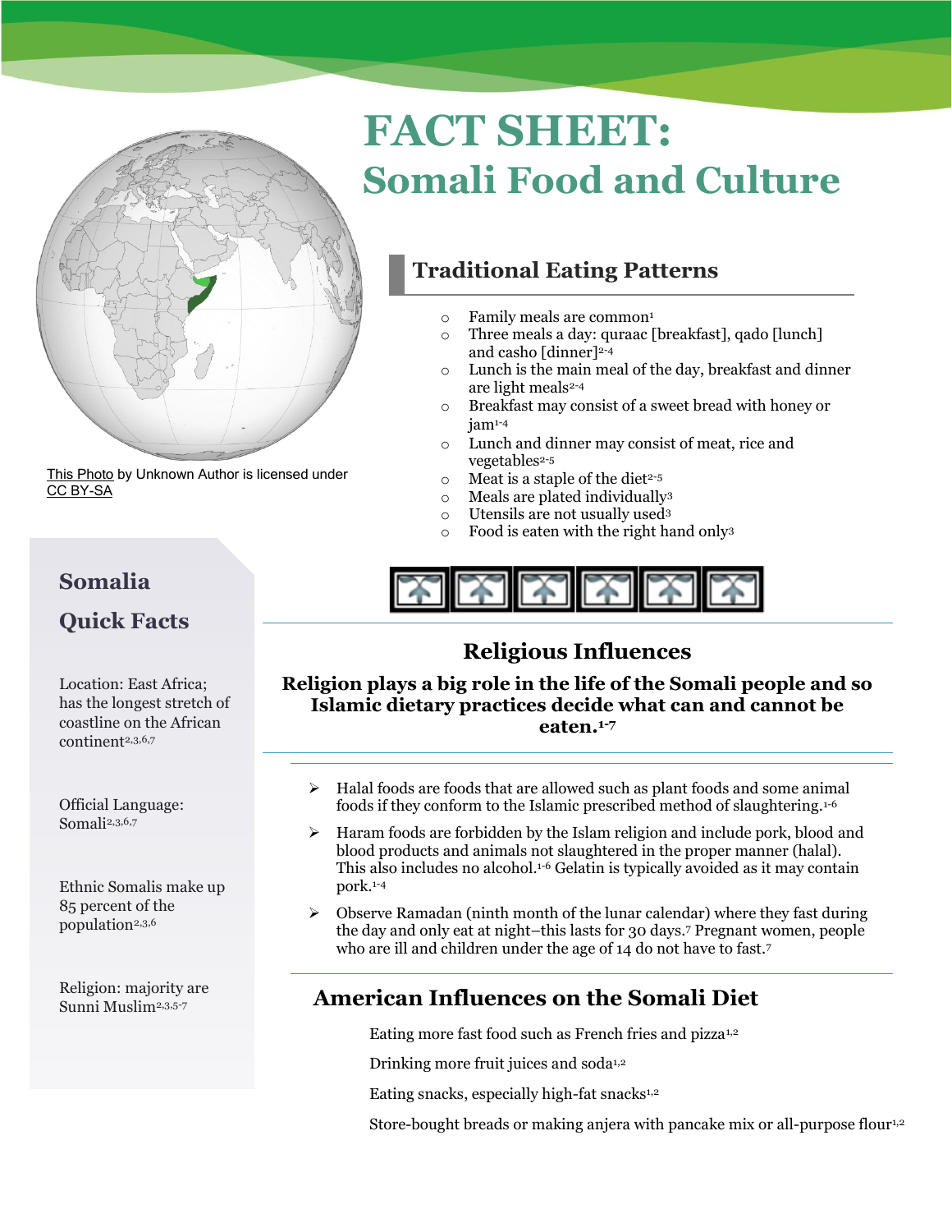# FACT SHEET:
# Somali Food and Culture

This Photo by Unknown Author is licensed under CC BY-SA

## Somalia Quick Facts

Location: East Africa; has the longest stretch of coastline on the African continent[2,3,6,7]

Official Language: Somali[2,3,6,7]

Ethnic Somalis make up 85 percent of the population[2,3,6]

Religion: majority are Sunni Muslim[2,3,5-7]

## Traditional Eating Patterns

- Family meals are common[1]
- Three meals a day: quraac [breakfast], qado [lunch] and casho [dinner][2-4]
- Lunch is the main meal of the day, breakfast and dinner are light meals[2-4]
- Breakfast may consist of a sweet bread with honey or jam[1-4]
- Lunch and dinner may consist of meat, rice and vegetables[2-5]
- Meat is a staple of the diet[2-5]
- Meals are plated individually[3]
- Utensils are not usually used[3]
- Food is eaten with the right hand only[3]

## Religious Influences

**Religion plays a big role in the life of the Somali people and so Islamic dietary practices decide what can and cannot be eaten.[1-7]**

- Halal foods are foods that are allowed such as plant foods and some animal foods if they conform to the Islamic prescribed method of slaughtering.[1-6]
- Haram foods are forbidden by the Islam religion and include pork, blood and blood products and animals not slaughtered in the proper manner (halal). This also includes no alcohol.[1-6] Gelatin is typically avoided as it may contain pork.[1-4]
- Observe Ramadan (ninth month of the lunar calendar) where they fast during the day and only eat at night–this lasts for 30 days.[7] Pregnant women, people who are ill and children under the age of 14 do not have to fast.[7]

## American Influences on the Somali Diet

Eating more fast food such as French fries and pizza[1,2]

Drinking more fruit juices and soda[1,2]

Eating snacks, especially high-fat snacks[1,2]

Store-bought breads or making anjera with pancake mix or all-purpose flour[1,2]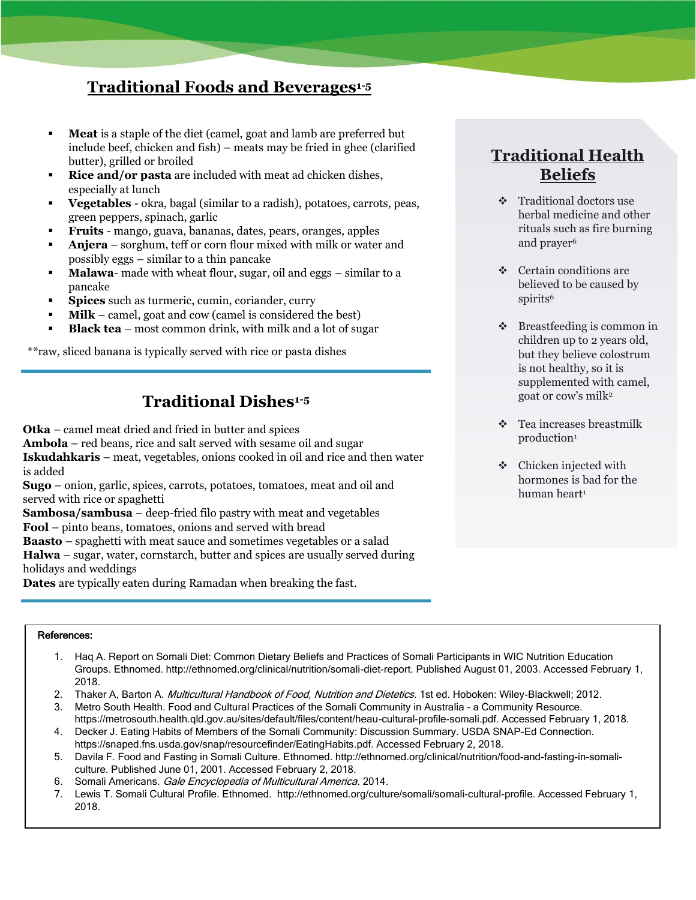## Traditional Foods and Beverages[1-5]

- **Meat** is a staple of the diet (camel, goat and lamb are preferred but include beef, chicken and fish) – meats may be fried in ghee (clarified butter), grilled or broiled
- **Rice and/or pasta** are included with meat ad chicken dishes, especially at lunch
- **Vegetables** - okra, bagal (similar to a radish), potatoes, carrots, peas, green peppers, spinach, garlic
- **Fruits** - mango, guava, bananas, dates, pears, oranges, apples
- **Anjera** – sorghum, teff or corn flour mixed with milk or water and possibly eggs – similar to a thin pancake
- **Malawa**- made with wheat flour, sugar, oil and eggs – similar to a pancake
- **Spices** such as turmeric, cumin, coriander, curry
- **Milk** – camel, goat and cow (camel is considered the best)
- **Black tea** – most common drink, with milk and a lot of sugar

**raw, sliced banana is typically served with rice or pasta dishes

## Traditional Dishes[1-5]

**Otka** – camel meat dried and fried in butter and spices
**Ambola** – red beans, rice and salt served with sesame oil and sugar
**Iskudahkaris** – meat, vegetables, onions cooked in oil and rice and then water is added
**Sugo** – onion, garlic, spices, carrots, potatoes, tomatoes, meat and oil and served with rice or spaghetti
**Sambosa/sambusa** – deep-fried filo pastry with meat and vegetables
**Fool** – pinto beans, tomatoes, onions and served with bread
**Baasto** – spaghetti with meat sauce and sometimes vegetables or a salad
**Halwa** – sugar, water, cornstarch, butter and spices are usually served during holidays and weddings
**Dates** are typically eaten during Ramadan when breaking the fast.

## Traditional Health Beliefs

- Traditional doctors use herbal medicine and other rituals such as fire burning and prayer[6]
- Certain conditions are believed to be caused by spirits[6]
- Breastfeeding is common in children up to 2 years old, but they believe colostrum is not healthy, so it is supplemented with camel, goat or cow's milk[2]
- Tea increases breastmilk production[1]
- Chicken injected with hormones is bad for the human heart[1]

**References:**

1. Haq A. Report on Somali Diet: Common Dietary Beliefs and Practices of Somali Participants in WIC Nutrition Education Groups. Ethnomed. http://ethnomed.org/clinical/nutrition/somali-diet-report. Published August 01, 2003. Accessed February 1, 2018.
2. Thaker A, Barton A. *Multicultural Handbook of Food, Nutrition and Dietetics*. 1st ed. Hoboken: Wiley-Blackwell; 2012.
3. Metro South Health. Food and Cultural Practices of the Somali Community in Australia – a Community Resource. https://metrosouth.health.qld.gov.au/sites/default/files/content/heau-cultural-profile-somali.pdf. Accessed February 1, 2018.
4. Decker J. Eating Habits of Members of the Somali Community: Discussion Summary. USDA SNAP-Ed Connection. https://snaped.fns.usda.gov/snap/resourcefinder/EatingHabits.pdf. Accessed February 2, 2018.
5. Davila F. Food and Fasting in Somali Culture. Ethnomed. http://ethnomed.org/clinical/nutrition/food-and-fasting-in-somali-culture. Published June 01, 2001. Accessed February 2, 2018.
6. Somali Americans. *Gale Encyclopedia of Multicultural America*. 2014.
7. Lewis T. Somali Cultural Profile. Ethnomed. http://ethnomed.org/culture/somali/somali-cultural-profile. Accessed February 1, 2018.